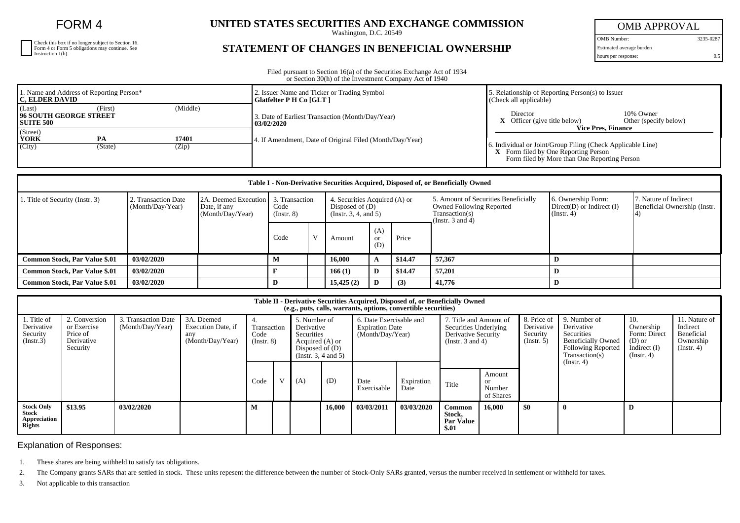# FORM 4

Check this box if no longer subject to Section 16. Form 4 or Form 5 obligations may continue. See Instruction 1(b).

## UNITED STATES SECURITIES AND EXCHANGE COMMISSION

Washington, D.C. 20549

## STATEMENT OF CHANGES IN BENEFICIAL OWNERSHIP

| OMB APPROVAL | |
|---|---|
| OMB Number: | 3235-0287 |
| Estimated average burden | |
| hours per response: | 0.5 |

Filed pursuant to Section 16(a) of the Securities Exchange Act of 1934 or Section 30(h) of the Investment Company Act of 1940

| | | |
|---|---|---|
| 1. Name and Address of Reporting Person* **C, ELDER DAVID**<br>(Last) (First) (Middle)<br>**96 SOUTH GEORGE STREET SUITE 500**<br>(Street)<br>**YORK PA 17401**<br>(City) (State) (Zip) | 2. Issuer Name and Ticker or Trading Symbol **Glatfelter P H Co [GLT ]**<br>3. Date of Earliest Transaction (Month/Day/Year) **03/02/2020**<br>4. If Amendment, Date of Original Filed (Month/Day/Year) | 5. Relationship of Reporting Person(s) to Issuer (Check all applicable)<br>Director 10% Owner<br>**X** Officer (give title below) Other (specify below)<br>**Vice Pres, Finance**<br>6. Individual or Joint/Group Filing (Check Applicable Line)<br>**X** Form filed by One Reporting Person<br>Form filed by More than One Reporting Person |

**Table I - Non-Derivative Securities Acquired, Disposed of, or Beneficially Owned**

| 1. Title of Security (Instr. 3) | 2. Transaction Date (Month/Day/Year) | 2A. Deemed Execution Date, if any (Month/Day/Year) | 3. Transaction Code (Instr. 8) | | 4. Securities Acquired (A) or Disposed of (D) (Instr. 3, 4, and 5) | | | 5. Amount of Securities Beneficially Owned Following Reported Transaction(s) (Instr. 3 and 4) | 6. Ownership Form: Direct(D) or Indirect (I) (Instr. 4) | 7. Nature of Indirect Beneficial Ownership (Instr. 4) |
|---|---|---|---|---|---|---|---|---|---|---|
| | | | Code | V | Amount | (A) or (D) | Price | | | |
| **Common Stock, Par Value $.01** | **03/02/2020** | | **M** | | **16,000** | **A** | **$14.47** | **57,367** | **D** | |
| **Common Stock, Par Value $.01** | **03/02/2020** | | **F** | | **166 (1)** | **D** | **$14.47** | **57,201** | **D** | |
| **Common Stock, Par Value $.01** | **03/02/2020** | | **D** | | **15,425 (2)** | **D** | **(3)** | **41,776** | **D** | |

**Table II - Derivative Securities Acquired, Disposed of, or Beneficially Owned (e.g., puts, calls, warrants, options, convertible securities)**

| 1. Title of Derivative Security (Instr.3) | 2. Conversion or Exercise Price of Derivative Security | 3. Transaction Date (Month/Day/Year) | 3A. Deemed Execution Date, if any (Month/Day/Year) | 4. Transaction Code (Instr. 8) | | 5. Number of Derivative Securities Acquired (A) or Disposed of (D) (Instr. 3, 4 and 5) | | 6. Date Exercisable and Expiration Date (Month/Day/Year) | | 7. Title and Amount of Securities Underlying Derivative Security (Instr. 3 and 4) | | 8. Price of Derivative Security (Instr. 5) | 9. Number of Derivative Securities Beneficially Owned Following Reported Transaction(s) (Instr. 4) | 10. Ownership Form: Direct (D) or Indirect (I) (Instr. 4) | 11. Nature of Indirect Beneficial Ownership (Instr. 4) |
|---|---|---|---|---|---|---|---|---|---|---|---|---|---|---|---|
| | | | | Code | V | (A) | (D) | Date Exercisable | Expiration Date | Title | Amount or Number of Shares | | | | |
| **Stock Only Stock Appreciation Rights** | **$13.95** | **03/02/2020** | | **M** | | | **16,000** | **03/03/2011** | **03/03/2020** | **Common Stock, Par Value $.01** | **16,000** | **$0** | **0** | **D** | |

Explanation of Responses:

1. These shares are being withheld to satisfy tax obligations.
2. The Company grants SARs that are settled in stock. These units repesent the difference between the number of Stock-Only SARs granted, versus the number received in settlement or withheld for taxes.
3. Not applicable to this transaction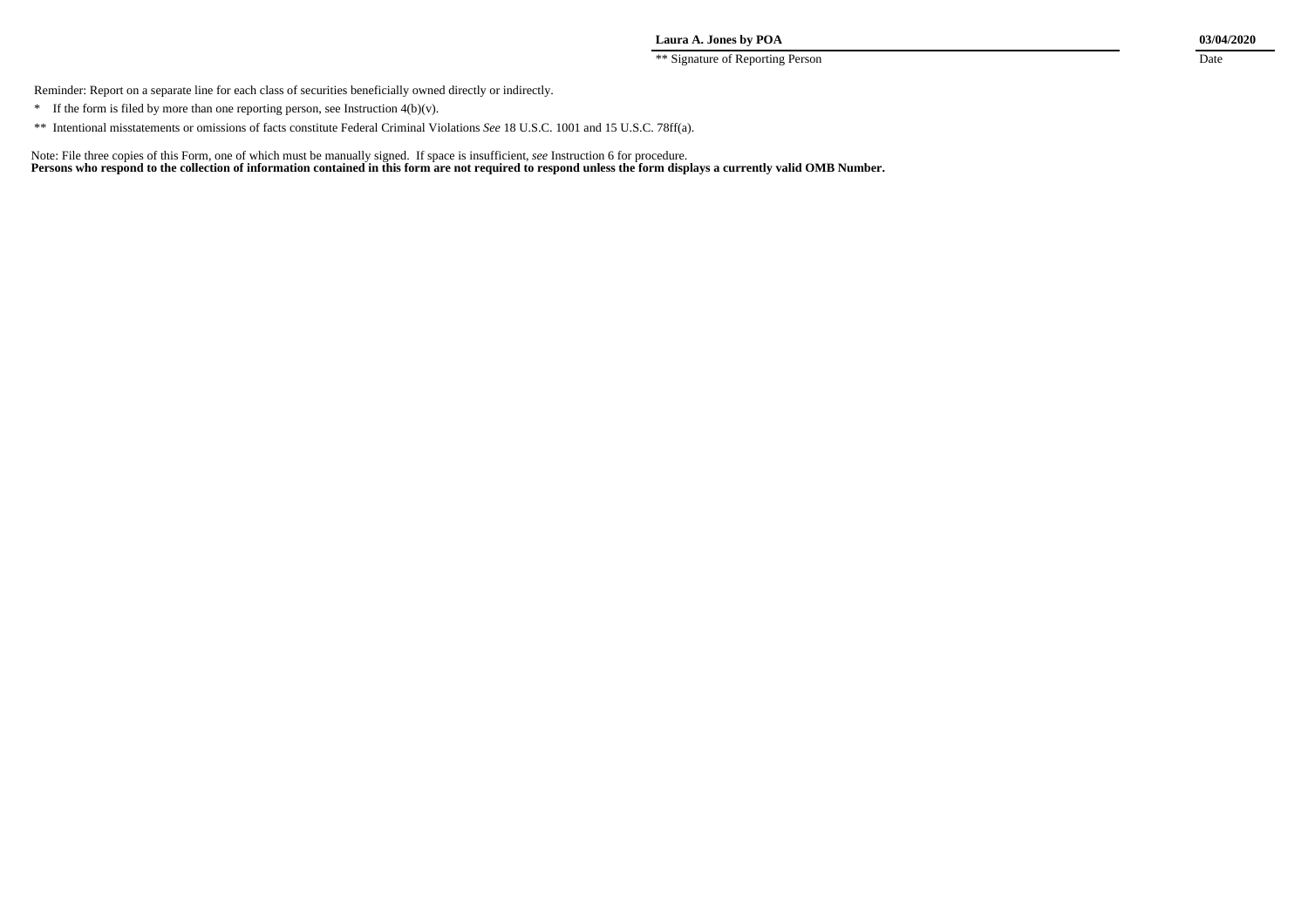| | |
|---|---|
| **Laura A. Jones by POA** | **03/04/2020** |
| ** Signature of Reporting Person | Date |

Reminder: Report on a separate line for each class of securities beneficially owned directly or indirectly.

* If the form is filed by more than one reporting person, see Instruction 4(b)(v).

** Intentional misstatements or omissions of facts constitute Federal Criminal Violations *See* 18 U.S.C. 1001 and 15 U.S.C. 78ff(a).

Note: File three copies of this Form, one of which must be manually signed. If space is insufficient, *see* Instruction 6 for procedure.

**Persons who respond to the collection of information contained in this form are not required to respond unless the form displays a currently valid OMB Number.**